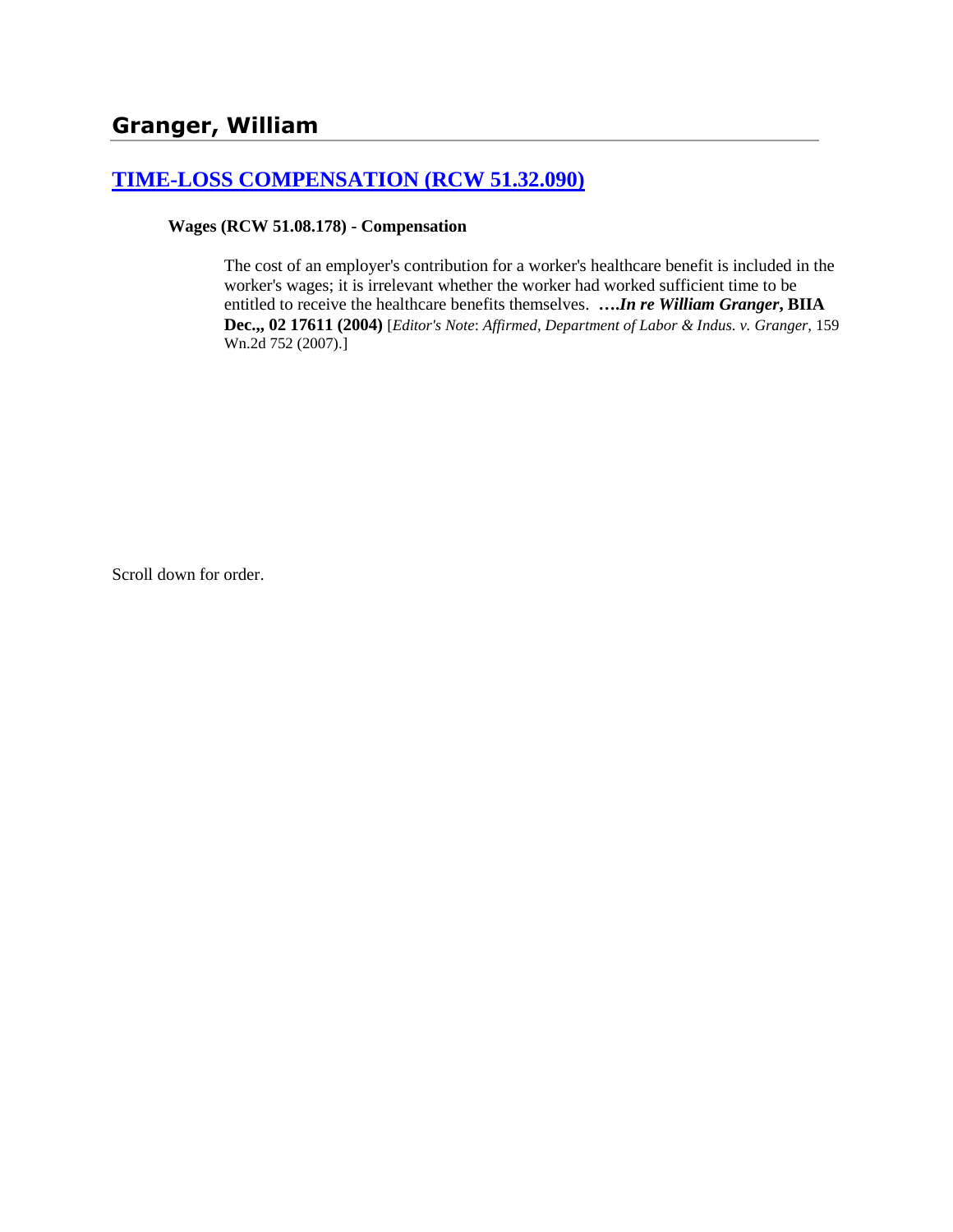## Granger, William

### [TIME-LOSS COMPENSATION (RCW 51.32.090)]

**Wages (RCW 51.08.178) - Compensation**

The cost of an employer's contribution for a worker's healthcare benefit is included in the worker's wages; it is irrelevant whether the worker had worked sufficient time to be entitled to receive the healthcare benefits themselves. ***….In re William Granger*, BIIA Dec.,, 02 17611 (2004)** [*Editor's Note*: *Affirmed, Department of Labor & Indus. v. Granger*, 159 Wn.2d 752 (2007).]

Scroll down for order.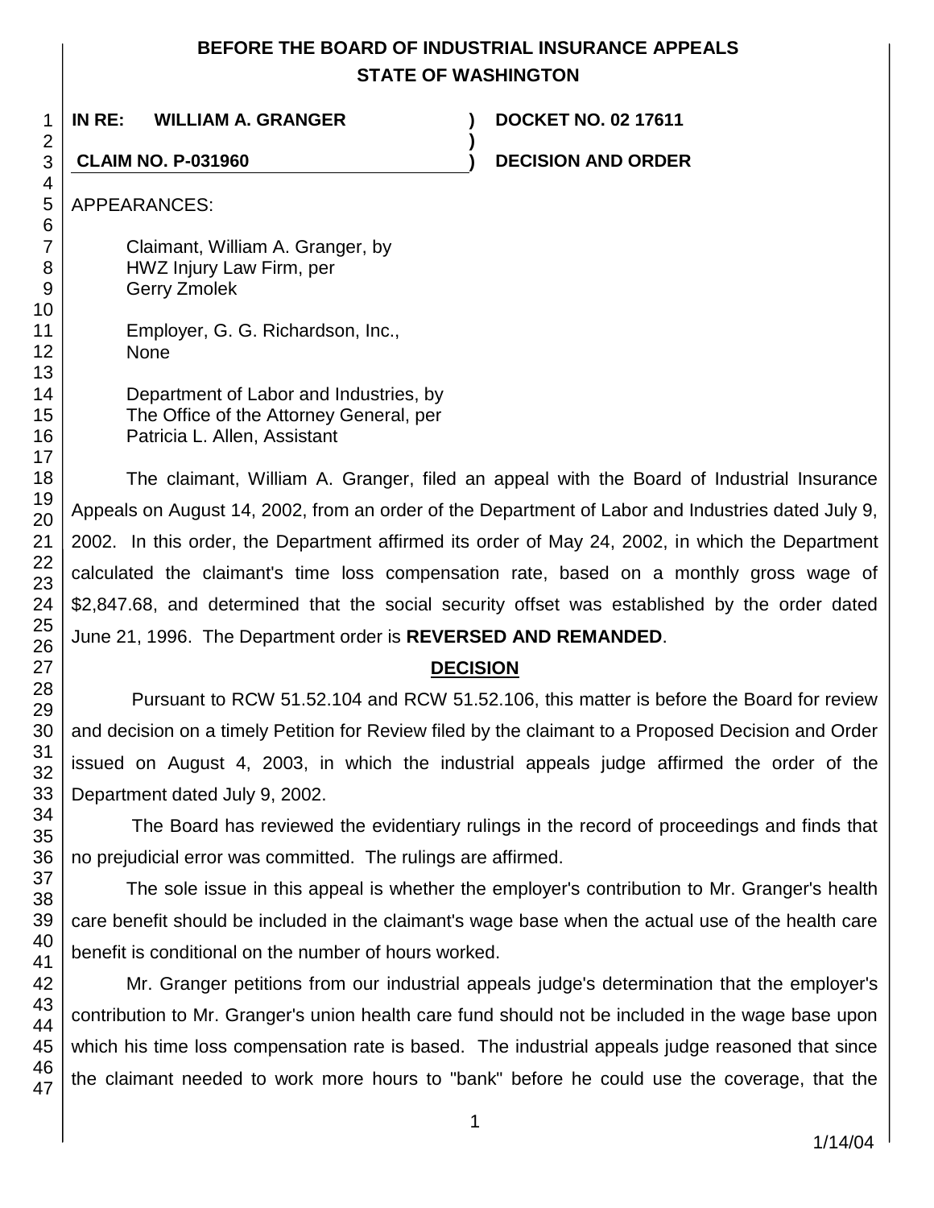# BEFORE THE BOARD OF INDUSTRIAL INSURANCE APPEALS
# STATE OF WASHINGTON

**IN RE: WILLIAM A. GRANGER** ) **DOCKET NO. 02 17611**

**CLAIM NO. P-031960** ) **DECISION AND ORDER**

APPEARANCES:

Claimant, William A. Granger, by
HWZ Injury Law Firm, per
Gerry Zmolek

Employer, G. G. Richardson, Inc.,
None

Department of Labor and Industries, by
The Office of the Attorney General, per
Patricia L. Allen, Assistant

The claimant, William A. Granger, filed an appeal with the Board of Industrial Insurance Appeals on August 14, 2002, from an order of the Department of Labor and Industries dated July 9, 2002. In this order, the Department affirmed its order of May 24, 2002, in which the Department calculated the claimant's time loss compensation rate, based on a monthly gross wage of $2,847.68, and determined that the social security offset was established by the order dated June 21, 1996. The Department order is **REVERSED AND REMANDED**.

## DECISION

Pursuant to RCW 51.52.104 and RCW 51.52.106, this matter is before the Board for review and decision on a timely Petition for Review filed by the claimant to a Proposed Decision and Order issued on August 4, 2003, in which the industrial appeals judge affirmed the order of the Department dated July 9, 2002.

The Board has reviewed the evidentiary rulings in the record of proceedings and finds that no prejudicial error was committed. The rulings are affirmed.

The sole issue in this appeal is whether the employer's contribution to Mr. Granger's health care benefit should be included in the claimant's wage base when the actual use of the health care benefit is conditional on the number of hours worked.

Mr. Granger petitions from our industrial appeals judge's determination that the employer's contribution to Mr. Granger's union health care fund should not be included in the wage base upon which his time loss compensation rate is based. The industrial appeals judge reasoned that since the claimant needed to work more hours to "bank" before he could use the coverage, that the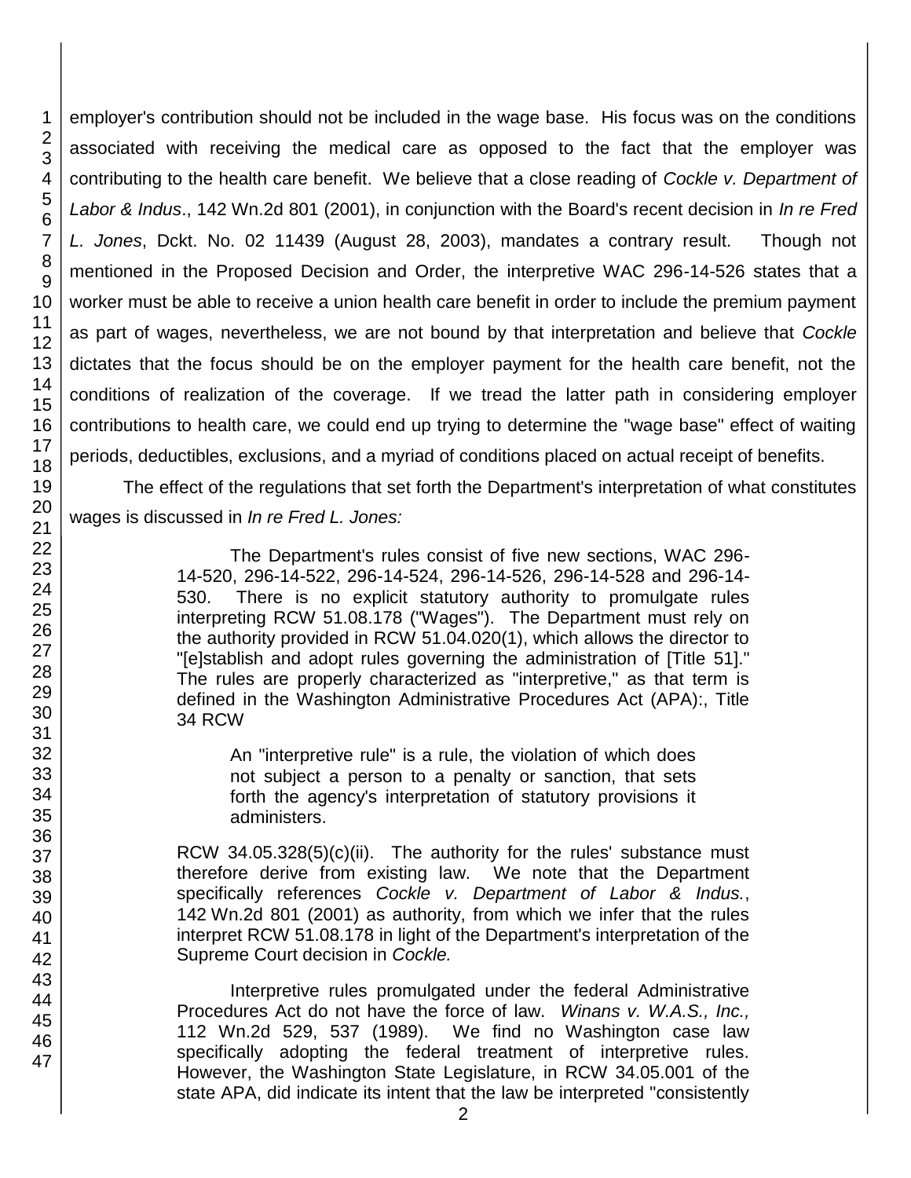employer's contribution should not be included in the wage base. His focus was on the conditions associated with receiving the medical care as opposed to the fact that the employer was contributing to the health care benefit. We believe that a close reading of *Cockle v. Department of Labor & Indus*., 142 Wn.2d 801 (2001), in conjunction with the Board's recent decision in *In re Fred L. Jones*, Dckt. No. 02 11439 (August 28, 2003), mandates a contrary result. Though not mentioned in the Proposed Decision and Order, the interpretive WAC 296-14-526 states that a worker must be able to receive a union health care benefit in order to include the premium payment as part of wages, nevertheless, we are not bound by that interpretation and believe that *Cockle* dictates that the focus should be on the employer payment for the health care benefit, not the conditions of realization of the coverage. If we tread the latter path in considering employer contributions to health care, we could end up trying to determine the "wage base" effect of waiting periods, deductibles, exclusions, and a myriad of conditions placed on actual receipt of benefits.

The effect of the regulations that set forth the Department's interpretation of what constitutes wages is discussed in *In re Fred L. Jones:*

> The Department's rules consist of five new sections, WAC 296-14-520, 296-14-522, 296-14-524, 296-14-526, 296-14-528 and 296-14-530. There is no explicit statutory authority to promulgate rules interpreting RCW 51.08.178 ("Wages"). The Department must rely on the authority provided in RCW 51.04.020(1), which allows the director to "[e]stablish and adopt rules governing the administration of [Title 51]." The rules are properly characterized as "interpretive," as that term is defined in the Washington Administrative Procedures Act (APA):, Title 34 RCW
>
> > An "interpretive rule" is a rule, the violation of which does not subject a person to a penalty or sanction, that sets forth the agency's interpretation of statutory provisions it administers.
>
> RCW 34.05.328(5)(c)(ii). The authority for the rules' substance must therefore derive from existing law. We note that the Department specifically references *Cockle v. Department of Labor & Indus.*, 142 Wn.2d 801 (2001) as authority, from which we infer that the rules interpret RCW 51.08.178 in light of the Department's interpretation of the Supreme Court decision in *Cockle.*
>
> Interpretive rules promulgated under the federal Administrative Procedures Act do not have the force of law. *Winans v. W.A.S., Inc.,* 112 Wn.2d 529, 537 (1989). We find no Washington case law specifically adopting the federal treatment of interpretive rules. However, the Washington State Legislature, in RCW 34.05.001 of the state APA, did indicate its intent that the law be interpreted "consistently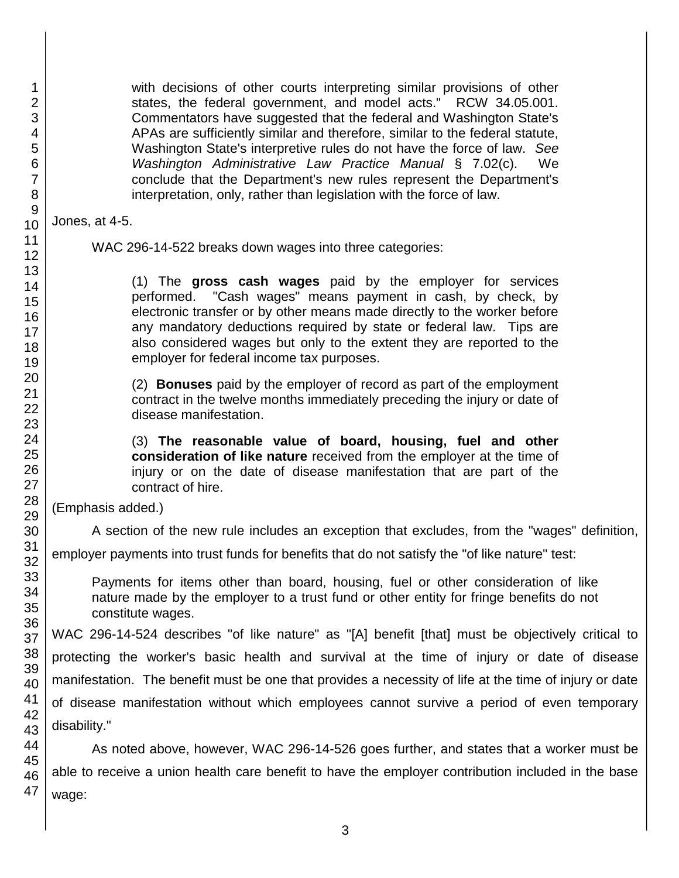> with decisions of other courts interpreting similar provisions of other states, the federal government, and model acts." RCW 34.05.001. Commentators have suggested that the federal and Washington State's APAs are sufficiently similar and therefore, similar to the federal statute, Washington State's interpretive rules do not have the force of law. *See Washington Administrative Law Practice Manual* § 7.02(c). We conclude that the Department's new rules represent the Department's interpretation, only, rather than legislation with the force of law.

Jones, at 4-5.

WAC 296-14-522 breaks down wages into three categories:

> (1) The **gross cash wages** paid by the employer for services performed. "Cash wages" means payment in cash, by check, by electronic transfer or by other means made directly to the worker before any mandatory deductions required by state or federal law. Tips are also considered wages but only to the extent they are reported to the employer for federal income tax purposes.
>
> (2) **Bonuses** paid by the employer of record as part of the employment contract in the twelve months immediately preceding the injury or date of disease manifestation.
>
> (3) **The reasonable value of board, housing, fuel and other consideration of like nature** received from the employer at the time of injury or on the date of disease manifestation that are part of the contract of hire.

(Emphasis added.)

A section of the new rule includes an exception that excludes, from the "wages" definition, employer payments into trust funds for benefits that do not satisfy the "of like nature" test:

> Payments for items other than board, housing, fuel or other consideration of like nature made by the employer to a trust fund or other entity for fringe benefits do not constitute wages.

WAC 296-14-524 describes "of like nature" as "[A] benefit [that] must be objectively critical to protecting the worker's basic health and survival at the time of injury or date of disease manifestation. The benefit must be one that provides a necessity of life at the time of injury or date of disease manifestation without which employees cannot survive a period of even temporary disability."

As noted above, however, WAC 296-14-526 goes further, and states that a worker must be able to receive a union health care benefit to have the employer contribution included in the base wage: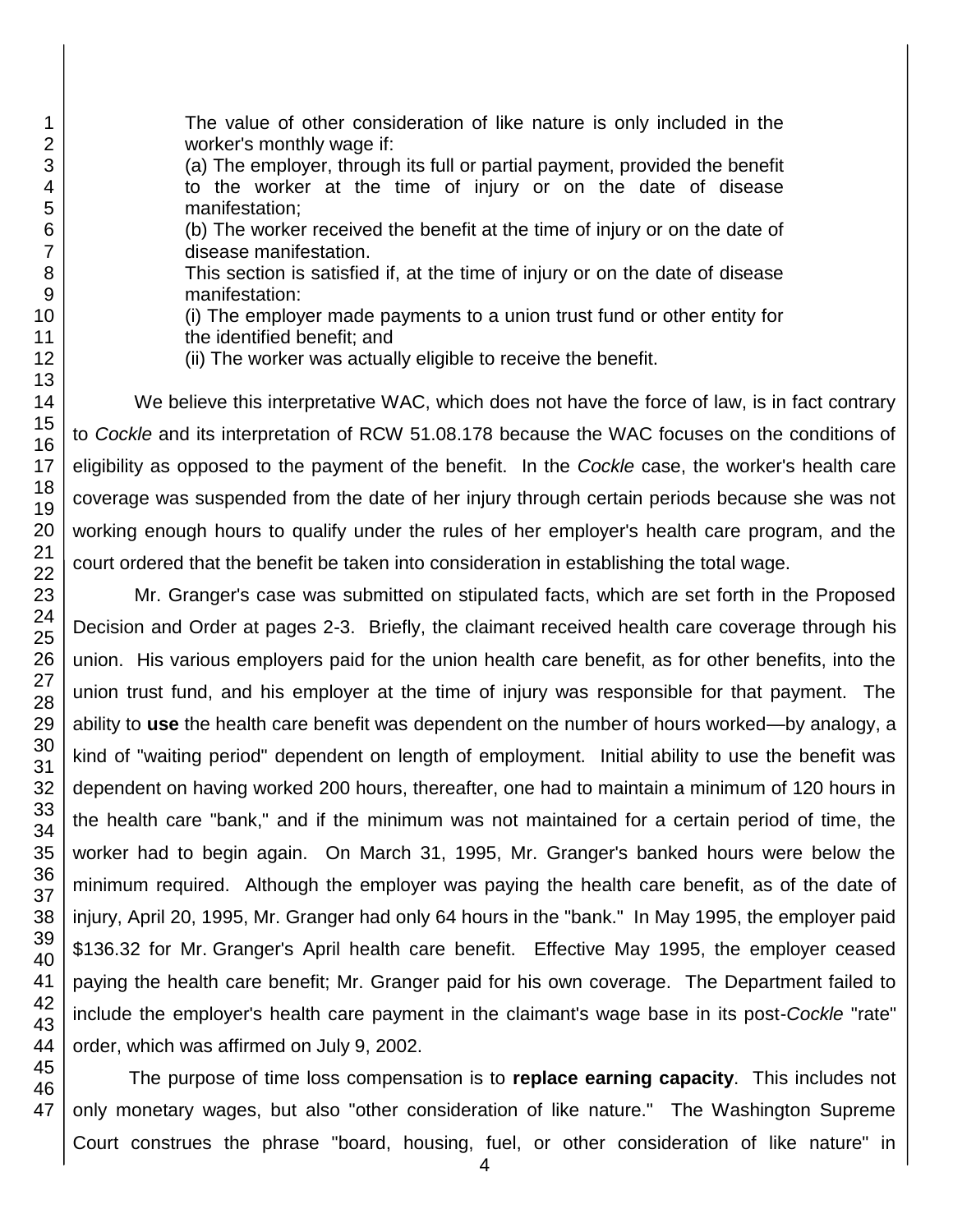> The value of other consideration of like nature is only included in the worker's monthly wage if:
>
> (a) The employer, through its full or partial payment, provided the benefit to the worker at the time of injury or on the date of disease manifestation;
>
> (b) The worker received the benefit at the time of injury or on the date of disease manifestation.
>
> This section is satisfied if, at the time of injury or on the date of disease manifestation:
>
> (i) The employer made payments to a union trust fund or other entity for the identified benefit; and
>
> (ii) The worker was actually eligible to receive the benefit.

We believe this interpretative WAC, which does not have the force of law, is in fact contrary to *Cockle* and its interpretation of RCW 51.08.178 because the WAC focuses on the conditions of eligibility as opposed to the payment of the benefit. In the *Cockle* case, the worker's health care coverage was suspended from the date of her injury through certain periods because she was not working enough hours to qualify under the rules of her employer's health care program, and the court ordered that the benefit be taken into consideration in establishing the total wage.

Mr. Granger's case was submitted on stipulated facts, which are set forth in the Proposed Decision and Order at pages 2-3. Briefly, the claimant received health care coverage through his union. His various employers paid for the union health care benefit, as for other benefits, into the union trust fund, and his employer at the time of injury was responsible for that payment. The ability to **use** the health care benefit was dependent on the number of hours worked—by analogy, a kind of "waiting period" dependent on length of employment. Initial ability to use the benefit was dependent on having worked 200 hours, thereafter, one had to maintain a minimum of 120 hours in the health care "bank," and if the minimum was not maintained for a certain period of time, the worker had to begin again. On March 31, 1995, Mr. Granger's banked hours were below the minimum required. Although the employer was paying the health care benefit, as of the date of injury, April 20, 1995, Mr. Granger had only 64 hours in the "bank." In May 1995, the employer paid $136.32 for Mr. Granger's April health care benefit. Effective May 1995, the employer ceased paying the health care benefit; Mr. Granger paid for his own coverage. The Department failed to include the employer's health care payment in the claimant's wage base in its post-*Cockle* "rate" order, which was affirmed on July 9, 2002.

The purpose of time loss compensation is to **replace earning capacity**. This includes not only monetary wages, but also "other consideration of like nature." The Washington Supreme Court construes the phrase "board, housing, fuel, or other consideration of like nature" in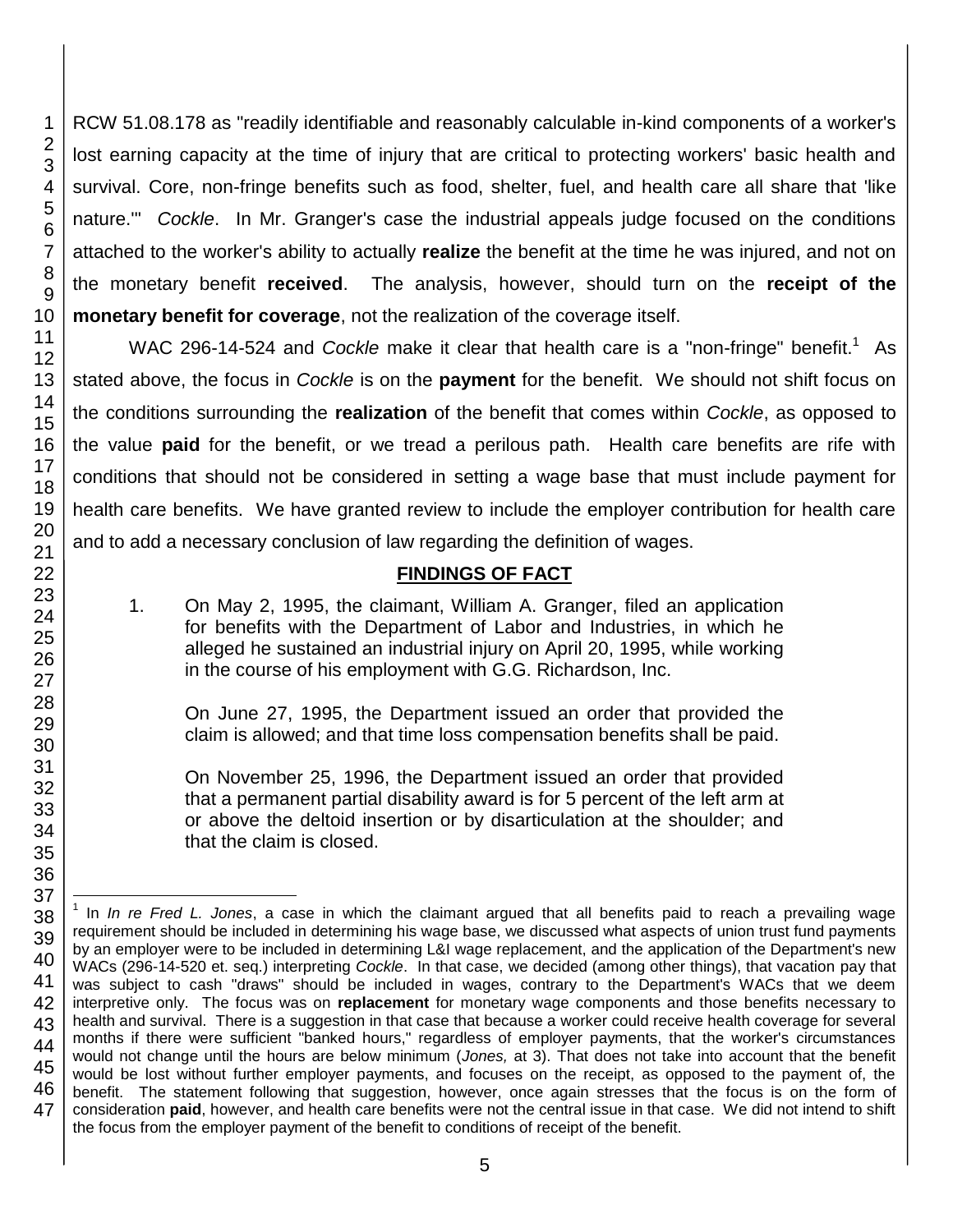RCW 51.08.178 as "readily identifiable and reasonably calculable in-kind components of a worker's lost earning capacity at the time of injury that are critical to protecting workers' basic health and survival. Core, non-fringe benefits such as food, shelter, fuel, and health care all share that 'like nature.'" *Cockle*. In Mr. Granger's case the industrial appeals judge focused on the conditions attached to the worker's ability to actually **realize** the benefit at the time he was injured, and not on the monetary benefit **received**. The analysis, however, should turn on the **receipt of the monetary benefit for coverage**, not the realization of the coverage itself.

WAC 296-14-524 and *Cockle* make it clear that health care is a "non-fringe" benefit.[1] As stated above, the focus in *Cockle* is on the **payment** for the benefit. We should not shift focus on the conditions surrounding the **realization** of the benefit that comes within *Cockle*, as opposed to the value **paid** for the benefit, or we tread a perilous path. Health care benefits are rife with conditions that should not be considered in setting a wage base that must include payment for health care benefits. We have granted review to include the employer contribution for health care and to add a necessary conclusion of law regarding the definition of wages.

## FINDINGS OF FACT

1. On May 2, 1995, the claimant, William A. Granger, filed an application for benefits with the Department of Labor and Industries, in which he alleged he sustained an industrial injury on April 20, 1995, while working in the course of his employment with G.G. Richardson, Inc.

   On June 27, 1995, the Department issued an order that provided the claim is allowed; and that time loss compensation benefits shall be paid.

   On November 25, 1996, the Department issued an order that provided that a permanent partial disability award is for 5 percent of the left arm at or above the deltoid insertion or by disarticulation at the shoulder; and that the claim is closed.

---

[1] In *In re Fred L. Jones*, a case in which the claimant argued that all benefits paid to reach a prevailing wage requirement should be included in determining his wage base, we discussed what aspects of union trust fund payments by an employer were to be included in determining L&I wage replacement, and the application of the Department's new WACs (296-14-520 et. seq.) interpreting *Cockle*. In that case, we decided (among other things), that vacation pay that was subject to cash "draws" should be included in wages, contrary to the Department's WACs that we deem interpretive only. The focus was on **replacement** for monetary wage components and those benefits necessary to health and survival. There is a suggestion in that case that because a worker could receive health coverage for several months if there were sufficient "banked hours," regardless of employer payments, that the worker's circumstances would not change until the hours are below minimum (*Jones,* at 3). That does not take into account that the benefit would be lost without further employer payments, and focuses on the receipt, as opposed to the payment of, the benefit. The statement following that suggestion, however, once again stresses that the focus is on the form of consideration **paid**, however, and health care benefits were not the central issue in that case. We did not intend to shift the focus from the employer payment of the benefit to conditions of receipt of the benefit.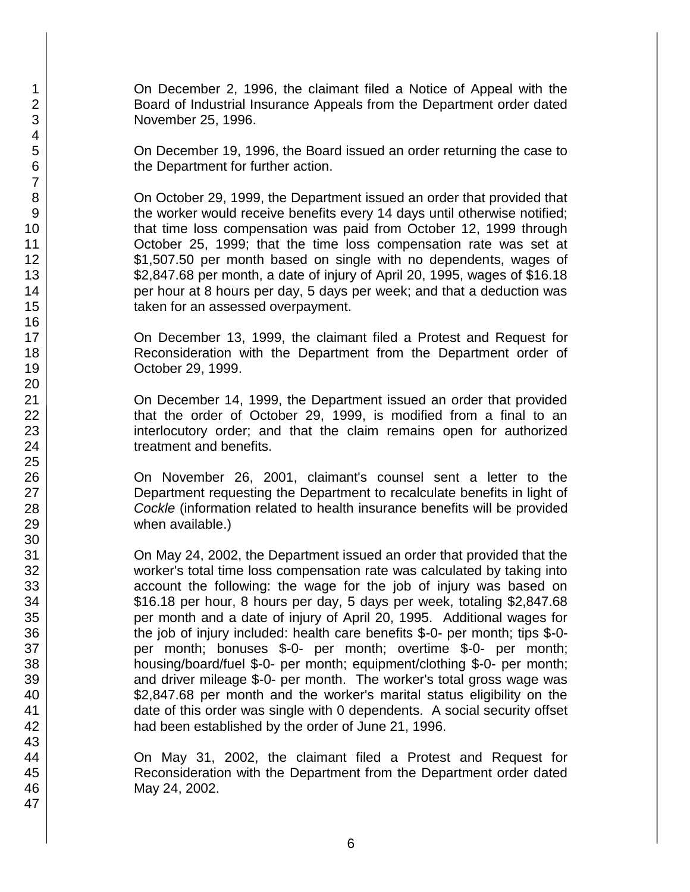On December 2, 1996, the claimant filed a Notice of Appeal with the Board of Industrial Insurance Appeals from the Department order dated November 25, 1996.

On December 19, 1996, the Board issued an order returning the case to the Department for further action.

On October 29, 1999, the Department issued an order that provided that the worker would receive benefits every 14 days until otherwise notified; that time loss compensation was paid from October 12, 1999 through October 25, 1999; that the time loss compensation rate was set at $1,507.50 per month based on single with no dependents, wages of $2,847.68 per month, a date of injury of April 20, 1995, wages of $16.18 per hour at 8 hours per day, 5 days per week; and that a deduction was taken for an assessed overpayment.

On December 13, 1999, the claimant filed a Protest and Request for Reconsideration with the Department from the Department order of October 29, 1999.

On December 14, 1999, the Department issued an order that provided that the order of October 29, 1999, is modified from a final to an interlocutory order; and that the claim remains open for authorized treatment and benefits.

On November 26, 2001, claimant's counsel sent a letter to the Department requesting the Department to recalculate benefits in light of *Cockle* (information related to health insurance benefits will be provided when available.)

On May 24, 2002, the Department issued an order that provided that the worker's total time loss compensation rate was calculated by taking into account the following: the wage for the job of injury was based on $16.18 per hour, 8 hours per day, 5 days per week, totaling $2,847.68 per month and a date of injury of April 20, 1995. Additional wages for the job of injury included: health care benefits $-0- per month; tips $-0- per month; bonuses $-0- per month; overtime $-0- per month; housing/board/fuel $-0- per month; equipment/clothing $-0- per month; and driver mileage $-0- per month. The worker's total gross wage was $2,847.68 per month and the worker's marital status eligibility on the date of this order was single with 0 dependents. A social security offset had been established by the order of June 21, 1996.

On May 31, 2002, the claimant filed a Protest and Request for Reconsideration with the Department from the Department order dated May 24, 2002.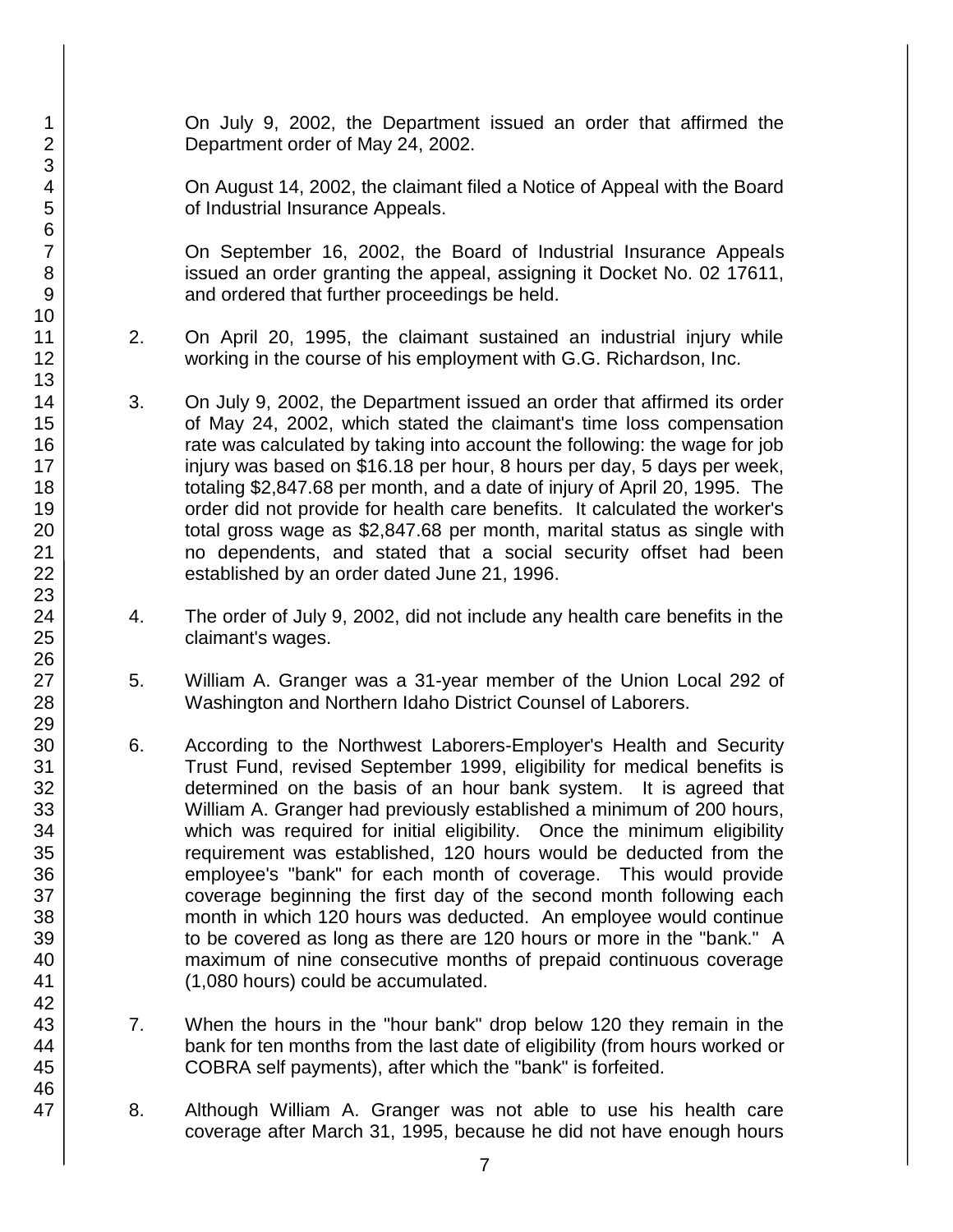On July 9, 2002, the Department issued an order that affirmed the Department order of May 24, 2002.

On August 14, 2002, the claimant filed a Notice of Appeal with the Board of Industrial Insurance Appeals.

On September 16, 2002, the Board of Industrial Insurance Appeals issued an order granting the appeal, assigning it Docket No. 02 17611, and ordered that further proceedings be held.

2. On April 20, 1995, the claimant sustained an industrial injury while working in the course of his employment with G.G. Richardson, Inc.

3. On July 9, 2002, the Department issued an order that affirmed its order of May 24, 2002, which stated the claimant's time loss compensation rate was calculated by taking into account the following: the wage for job injury was based on $16.18 per hour, 8 hours per day, 5 days per week, totaling $2,847.68 per month, and a date of injury of April 20, 1995. The order did not provide for health care benefits. It calculated the worker's total gross wage as $2,847.68 per month, marital status as single with no dependents, and stated that a social security offset had been established by an order dated June 21, 1996.

4. The order of July 9, 2002, did not include any health care benefits in the claimant's wages.

5. William A. Granger was a 31-year member of the Union Local 292 of Washington and Northern Idaho District Counsel of Laborers.

6. According to the Northwest Laborers-Employer's Health and Security Trust Fund, revised September 1999, eligibility for medical benefits is determined on the basis of an hour bank system. It is agreed that William A. Granger had previously established a minimum of 200 hours, which was required for initial eligibility. Once the minimum eligibility requirement was established, 120 hours would be deducted from the employee's "bank" for each month of coverage. This would provide coverage beginning the first day of the second month following each month in which 120 hours was deducted. An employee would continue to be covered as long as there are 120 hours or more in the "bank." A maximum of nine consecutive months of prepaid continuous coverage (1,080 hours) could be accumulated.

7. When the hours in the "hour bank" drop below 120 they remain in the bank for ten months from the last date of eligibility (from hours worked or COBRA self payments), after which the "bank" is forfeited.

8. Although William A. Granger was not able to use his health care coverage after March 31, 1995, because he did not have enough hours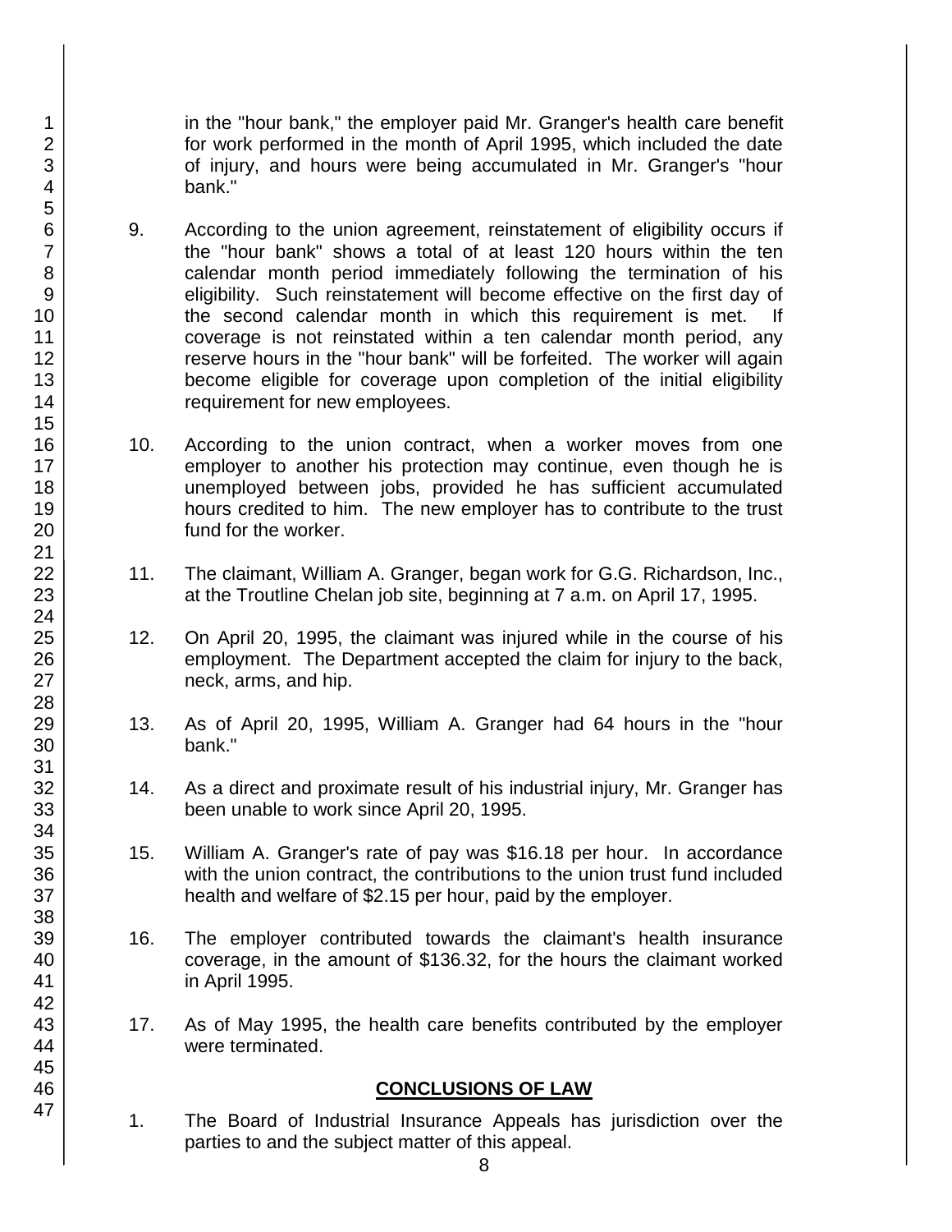in the "hour bank," the employer paid Mr. Granger's health care benefit for work performed in the month of April 1995, which included the date of injury, and hours were being accumulated in Mr. Granger's "hour bank."

9. According to the union agreement, reinstatement of eligibility occurs if the "hour bank" shows a total of at least 120 hours within the ten calendar month period immediately following the termination of his eligibility. Such reinstatement will become effective on the first day of the second calendar month in which this requirement is met. If coverage is not reinstated within a ten calendar month period, any reserve hours in the "hour bank" will be forfeited. The worker will again become eligible for coverage upon completion of the initial eligibility requirement for new employees.

10. According to the union contract, when a worker moves from one employer to another his protection may continue, even though he is unemployed between jobs, provided he has sufficient accumulated hours credited to him. The new employer has to contribute to the trust fund for the worker.

11. The claimant, William A. Granger, began work for G.G. Richardson, Inc., at the Troutline Chelan job site, beginning at 7 a.m. on April 17, 1995.

12. On April 20, 1995, the claimant was injured while in the course of his employment. The Department accepted the claim for injury to the back, neck, arms, and hip.

13. As of April 20, 1995, William A. Granger had 64 hours in the "hour bank."

14. As a direct and proximate result of his industrial injury, Mr. Granger has been unable to work since April 20, 1995.

15. William A. Granger's rate of pay was $16.18 per hour. In accordance with the union contract, the contributions to the union trust fund included health and welfare of $2.15 per hour, paid by the employer.

16. The employer contributed towards the claimant's health insurance coverage, in the amount of $136.32, for the hours the claimant worked in April 1995.

17. As of May 1995, the health care benefits contributed by the employer were terminated.

## CONCLUSIONS OF LAW

1. The Board of Industrial Insurance Appeals has jurisdiction over the parties to and the subject matter of this appeal.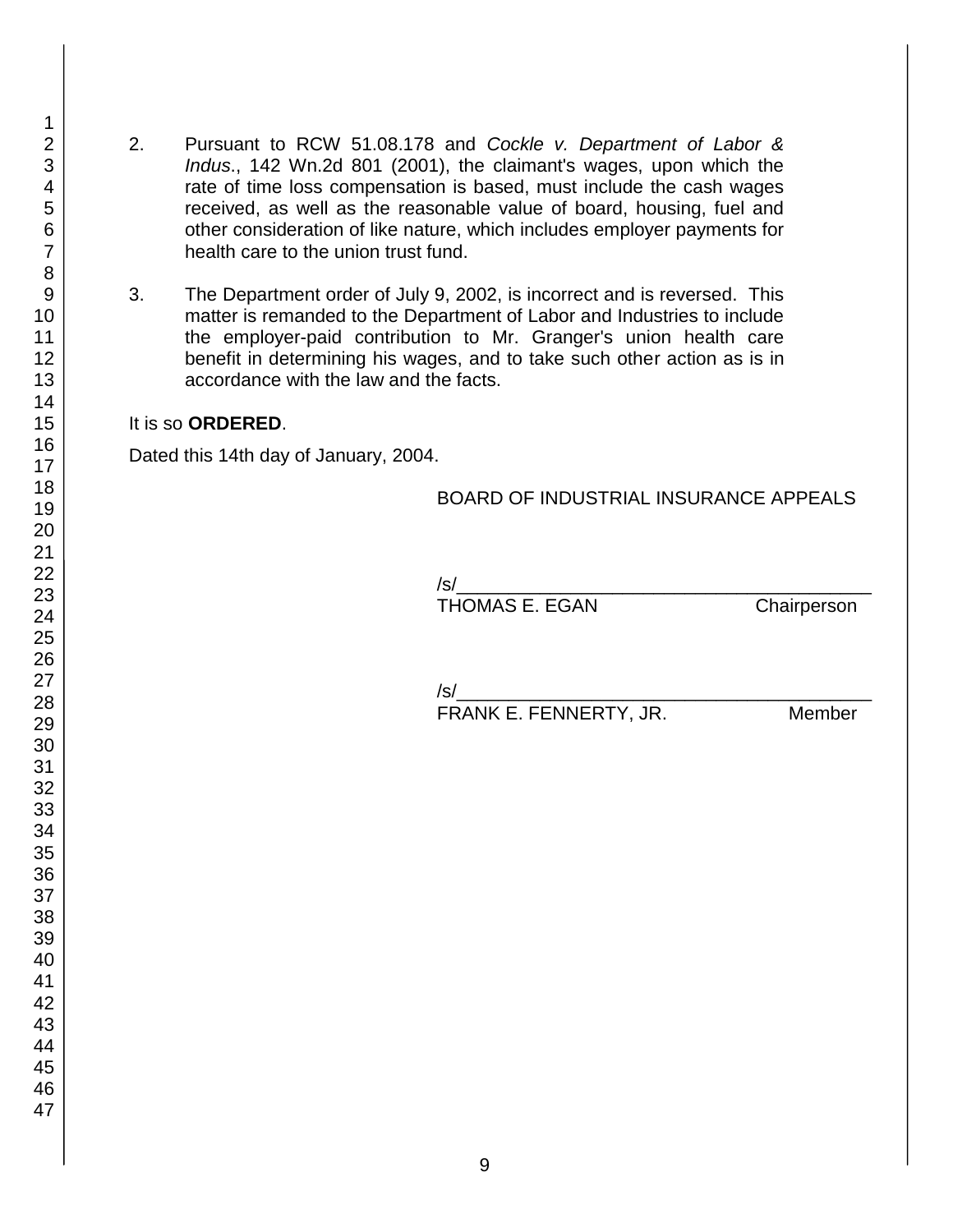2. Pursuant to RCW 51.08.178 and *Cockle v. Department of Labor & Indus*., 142 Wn.2d 801 (2001), the claimant's wages, upon which the rate of time loss compensation is based, must include the cash wages received, as well as the reasonable value of board, housing, fuel and other consideration of like nature, which includes employer payments for health care to the union trust fund.

3. The Department order of July 9, 2002, is incorrect and is reversed. This matter is remanded to the Department of Labor and Industries to include the employer-paid contribution to Mr. Granger's union health care benefit in determining his wages, and to take such other action as is in accordance with the law and the facts.

It is so **ORDERED**.

Dated this 14th day of January, 2004.

BOARD OF INDUSTRIAL INSURANCE APPEALS

/s/________________________________________
THOMAS E. EGAN Chairperson

/s/________________________________________
FRANK E. FENNERTY, JR. Member